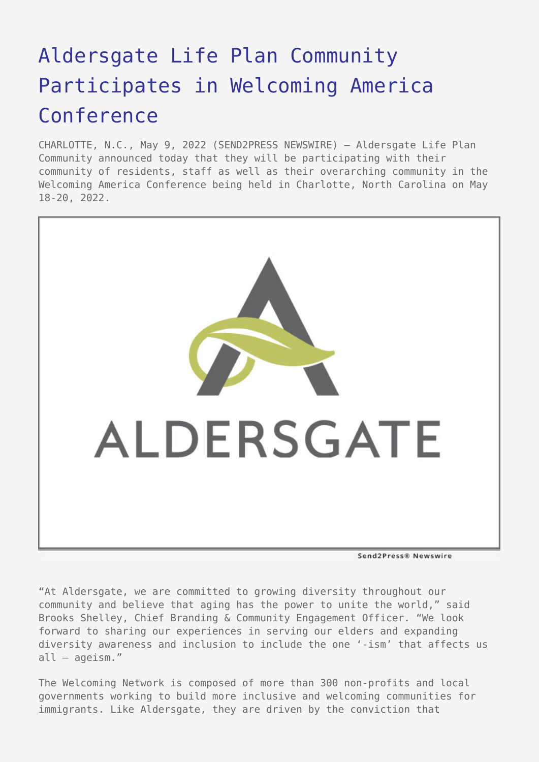# Aldersgate Life Plan Community Participates in Welcoming America Conference

CHARLOTTE, N.C., May 9, 2022 (SEND2PRESS NEWSWIRE) — Aldersgate Life Plan Community announced today that they will be participating with their community of residents, staff as well as their overarching community in the Welcoming America Conference being held in Charlotte, North Carolina on May 18-20, 2022.

“At Aldersgate, we are committed to growing diversity throughout our community and believe that aging has the power to unite the world,” said Brooks Shelley, Chief Branding & Community Engagement Officer. “We look forward to sharing our experiences in serving our elders and expanding diversity awareness and inclusion to include the one ‘-ism’ that affects us all — ageism.”

The Welcoming Network is composed of more than 300 non-profits and local governments working to build more inclusive and welcoming communities for immigrants. Like Aldersgate, they are driven by the conviction that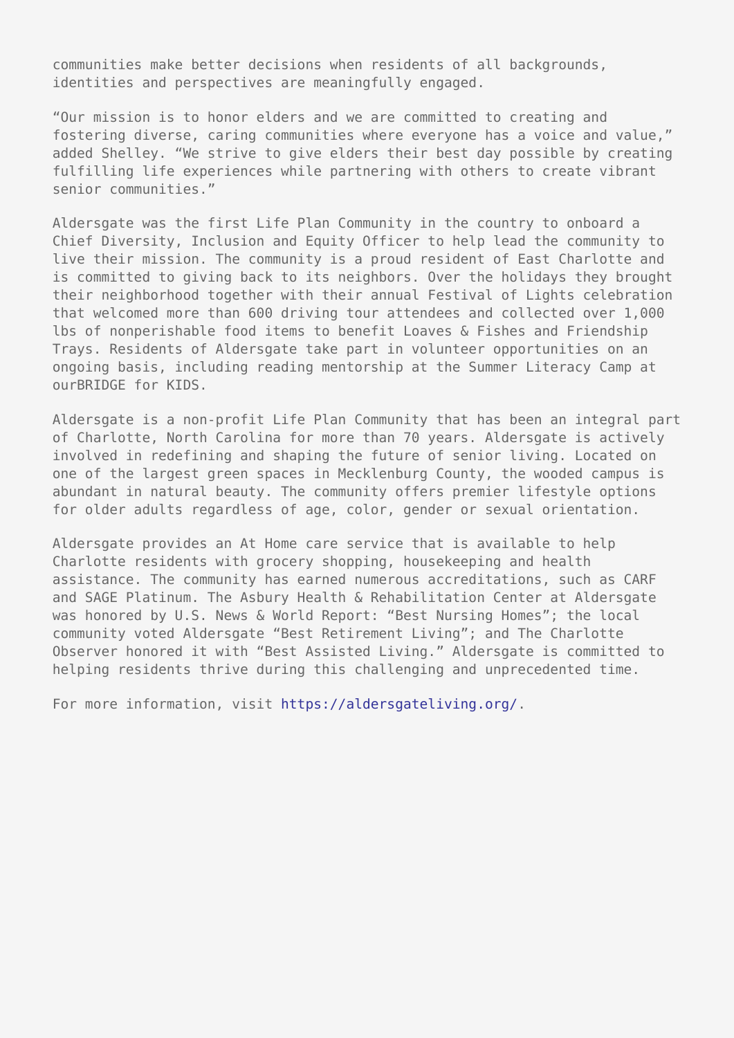communities make better decisions when residents of all backgrounds, identities and perspectives are meaningfully engaged.

“Our mission is to honor elders and we are committed to creating and fostering diverse, caring communities where everyone has a voice and value,” added Shelley. “We strive to give elders their best day possible by creating fulfilling life experiences while partnering with others to create vibrant senior communities.”

Aldersgate was the first Life Plan Community in the country to onboard a Chief Diversity, Inclusion and Equity Officer to help lead the community to live their mission. The community is a proud resident of East Charlotte and is committed to giving back to its neighbors. Over the holidays they brought their neighborhood together with their annual Festival of Lights celebration that welcomed more than 600 driving tour attendees and collected over 1,000 lbs of nonperishable food items to benefit Loaves & Fishes and Friendship Trays. Residents of Aldersgate take part in volunteer opportunities on an ongoing basis, including reading mentorship at the Summer Literacy Camp at ourBRIDGE for KIDS.

Aldersgate is a non-profit Life Plan Community that has been an integral part of Charlotte, North Carolina for more than 70 years. Aldersgate is actively involved in redefining and shaping the future of senior living. Located on one of the largest green spaces in Mecklenburg County, the wooded campus is abundant in natural beauty. The community offers premier lifestyle options for older adults regardless of age, color, gender or sexual orientation.

Aldersgate provides an At Home care service that is available to help Charlotte residents with grocery shopping, housekeeping and health assistance. The community has earned numerous accreditations, such as CARF and SAGE Platinum. The Asbury Health & Rehabilitation Center at Aldersgate was honored by U.S. News & World Report: “Best Nursing Homes”; the local community voted Aldersgate “Best Retirement Living”; and The Charlotte Observer honored it with “Best Assisted Living.” Aldersgate is committed to helping residents thrive during this challenging and unprecedented time.

For more information, visit https://aldersgateliving.org/.